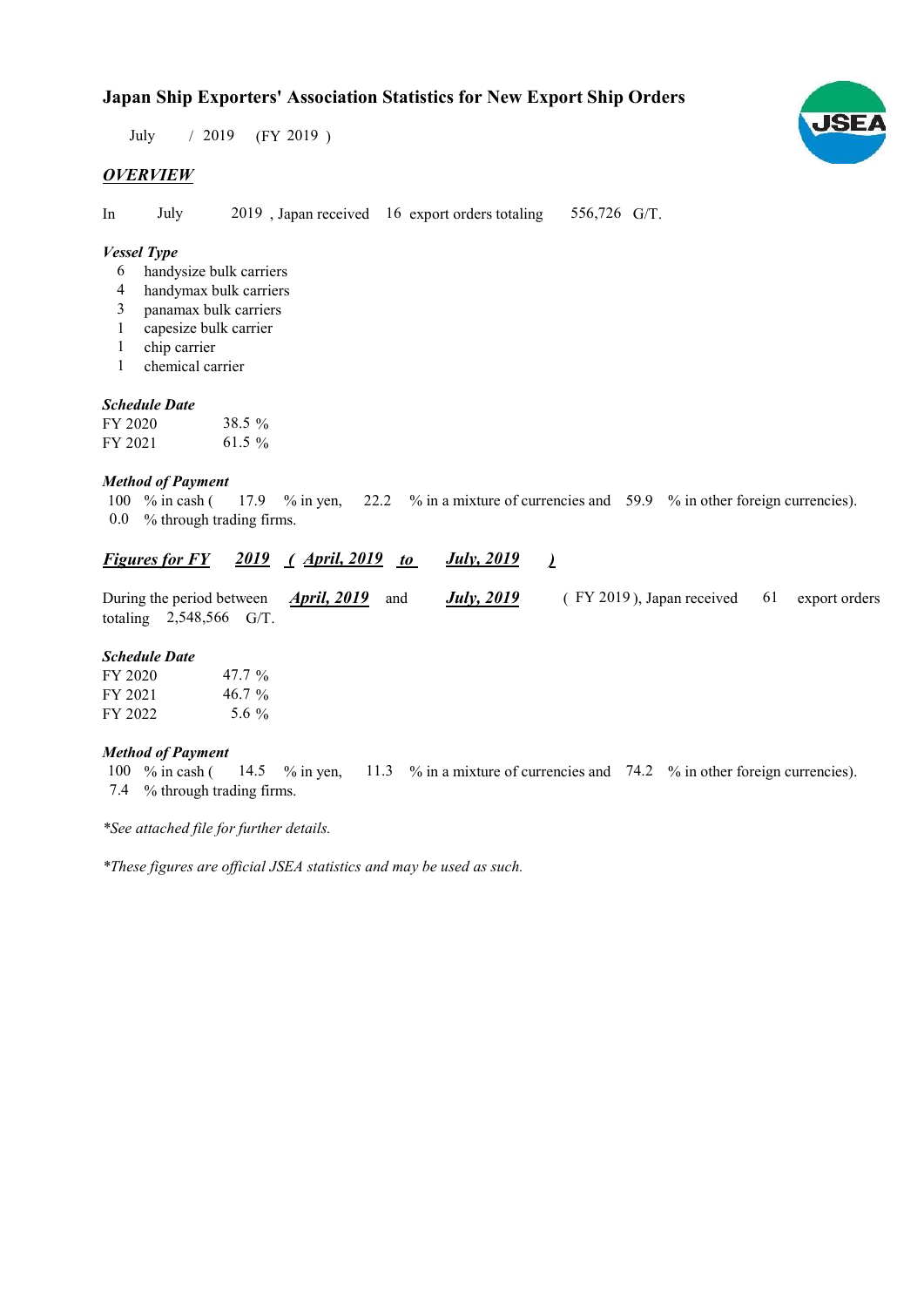# Japan Ship Exporters' Association Statistics for New Export Ship Orders

July / 2019 (FY 2019 )

## *OVERVIEW*

In July 2019 , Japan received 16 export orders totaling 556,726 G/T.

### *Vessel Type*

- 6 handysize bulk carriers
- 4 handymax bulk carriers
- 3 panamax bulk carriers
- 1 capesize bulk carrier
- 1 chip carrier
- 1 chemical carrier

### *Schedule Date*

| | |
|---|---|
| FY 2020 | 38.5 % |
| FY 2021 | 61.5 % |

### *Method of Payment*

100 % in cash ( 17.9 % in yen, 22.2 % in a mixture of currencies and 59.9 % in other foreign currencies).
0.0 % through trading firms.

## ***Figures for FY 2019 ( April, 2019 to July, 2019 )***

During the period between ***April, 2019*** and ***July, 2019*** ( FY 2019 ), Japan received 61 export orders totaling 2,548,566 G/T.

### *Schedule Date*

| | |
|---|---|
| FY 2020 | 47.7 % |
| FY 2021 | 46.7 % |
| FY 2022 | 5.6 % |

### *Method of Payment*

100 % in cash ( 14.5 % in yen, 11.3 % in a mixture of currencies and 74.2 % in other foreign currencies).
7.4 % through trading firms.

*\*See attached file for further details.*

*\*These figures are official JSEA statistics and may be used as such.*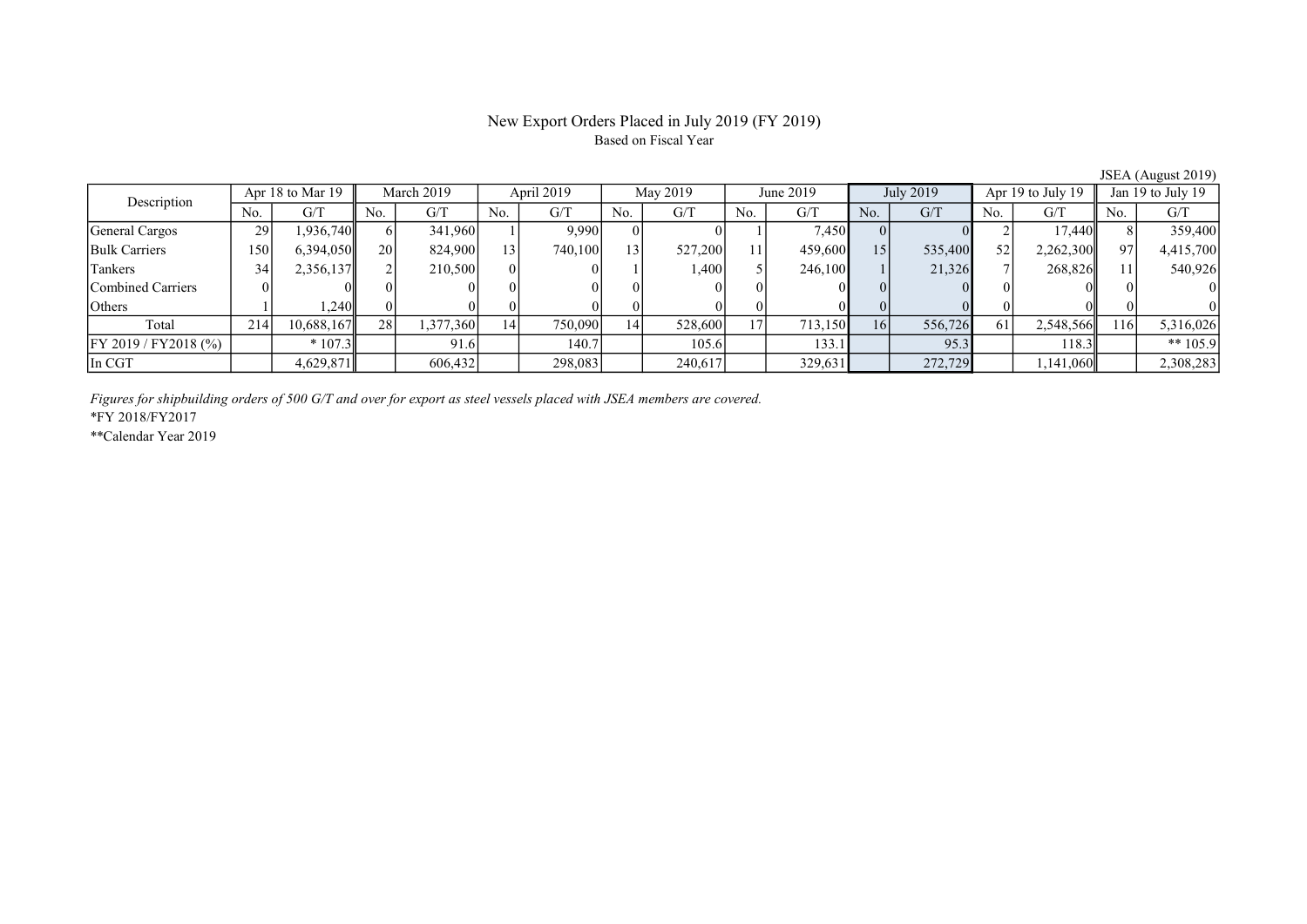# New Export Orders Placed in July 2019 (FY 2019)

Based on Fiscal Year

JSEA (August 2019)

| Description | Apr 18 to Mar 19 | | March 2019 | | April 2019 | | May 2019 | | June 2019 | | July 2019 | | Apr 19 to July 19 | | Jan 19 to July 19 | |
|---|---|---|---|---|---|---|---|---|---|---|---|---|---|---|---|---|
| | No. | G/T | No. | G/T | No. | G/T | No. | G/T | No. | G/T | No. | G/T | No. | G/T | No. | G/T |
| General Cargos | 29 | 1,936,740 | 6 | 341,960 | 1 | 9,990 | 0 | 0 | 1 | 7,450 | 0 | 0 | 2 | 17,440 | 8 | 359,400 |
| Bulk Carriers | 150 | 6,394,050 | 20 | 824,900 | 13 | 740,100 | 13 | 527,200 | 11 | 459,600 | 15 | 535,400 | 52 | 2,262,300 | 97 | 4,415,700 |
| Tankers | 34 | 2,356,137 | 2 | 210,500 | 0 | 0 | 1 | 1,400 | 5 | 246,100 | 1 | 21,326 | 7 | 268,826 | 11 | 540,926 |
| Combined Carriers | 0 | 0 | 0 | 0 | 0 | 0 | 0 | 0 | 0 | 0 | 0 | 0 | 0 | 0 | 0 | 0 |
| Others | 1 | 1,240 | 0 | 0 | 0 | 0 | 0 | 0 | 0 | 0 | 0 | 0 | 0 | 0 | 0 | 0 |
| Total | 214 | 10,688,167 | 28 | 1,377,360 | 14 | 750,090 | 14 | 528,600 | 17 | 713,150 | 16 | 556,726 | 61 | 2,548,566 | 116 | 5,316,026 |
| FY 2019 / FY2018 (%) | | * 107.3 | | 91.6 | | 140.7 | | 105.6 | | 133.1 | | 95.3 | | 118.3 | | ** 105.9 |
| In CGT | | 4,629,871 | | 606,432 | | 298,083 | | 240,617 | | 329,631 | | 272,729 | | 1,141,060 | | 2,308,283 |

*Figures for shipbuilding orders of 500 G/T and over for export as steel vessels placed with JSEA members are covered.*

*FY 2018/FY2017

**Calendar Year 2019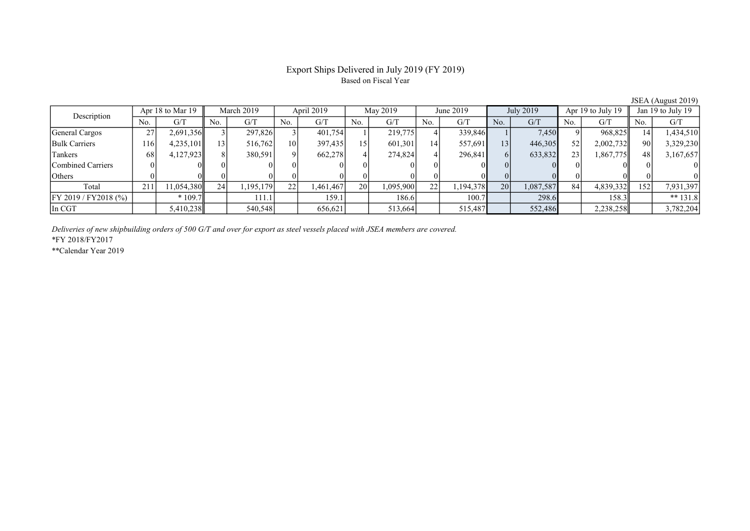# Export Ships Delivered in July 2019 (FY 2019)

Based on Fiscal Year

JSEA (August 2019)

| Description | Apr 18 to Mar 19 | | March 2019 | | April 2019 | | May 2019 | | June 2019 | | July 2019 | | Apr 19 to July 19 | | Jan 19 to July 19 | |
|---|---|---|---|---|---|---|---|---|---|---|---|---|---|---|---|---|
| | No. | G/T | No. | G/T | No. | G/T | No. | G/T | No. | G/T | No. | G/T | No. | G/T | No. | G/T |
| General Cargos | 27 | 2,691,356 | 3 | 297,826 | 3 | 401,754 | 1 | 219,775 | 4 | 339,846 | 1 | 7,450 | 9 | 968,825 | 14 | 1,434,510 |
| Bulk Carriers | 116 | 4,235,101 | 13 | 516,762 | 10 | 397,435 | 15 | 601,301 | 14 | 557,691 | 13 | 446,305 | 52 | 2,002,732 | 90 | 3,329,230 |
| Tankers | 68 | 4,127,923 | 8 | 380,591 | 9 | 662,278 | 4 | 274,824 | 4 | 296,841 | 6 | 633,832 | 23 | 1,867,775 | 48 | 3,167,657 |
| Combined Carriers | 0 | 0 | 0 | 0 | 0 | 0 | 0 | 0 | 0 | 0 | 0 | 0 | 0 | 0 | 0 | 0 |
| Others | 0 | 0 | 0 | 0 | 0 | 0 | 0 | 0 | 0 | 0 | 0 | 0 | 0 | 0 | 0 | 0 |
| Total | 211 | 11,054,380 | 24 | 1,195,179 | 22 | 1,461,467 | 20 | 1,095,900 | 22 | 1,194,378 | 20 | 1,087,587 | 84 | 4,839,332 | 152 | 7,931,397 |
| FY 2019 / FY2018 (%) | | * 109.7 | | 111.1 | | 159.1 | | 186.6 | | 100.7 | | 298.6 | | 158.3 | | ** 131.8 |
| In CGT | | 5,410,238 | | 540,548 | | 656,621 | | 513,664 | | 515,487 | | 552,486 | | 2,238,258 | | 3,782,204 |

*Deliveries of new shipbuilding orders of 500 G/T and over for export as steel vessels placed with JSEA members are covered.*

*FY 2018/FY2017

**Calendar Year 2019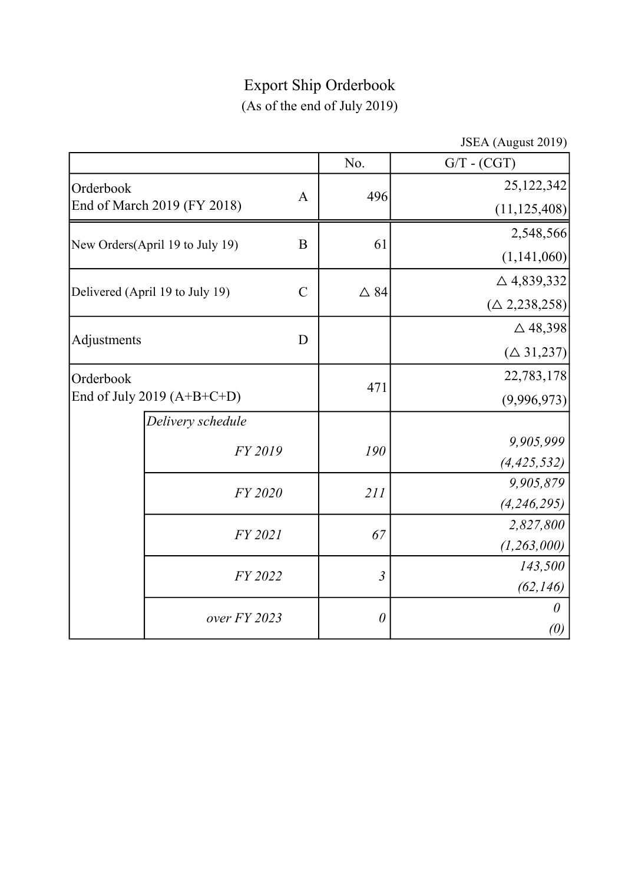# Export Ship Orderbook

(As of the end of July 2019)

JSEA (August 2019)

| | | No. | G/T - (CGT) |
|---|---|---|---|
| Orderbook<br>End of March 2019 (FY 2018) | A | 496 | 25,122,342<br>(11,125,408) |
| New Orders(April 19 to July 19) | B | 61 | 2,548,566<br>(1,141,060) |
| Delivered (April 19 to July 19) | C | △ 84 | △ 4,839,332<br>(△ 2,238,258) |
| Adjustments | D | | △ 48,398<br>(△ 31,237) |
| Orderbook<br>End of July 2019 (A+B+C+D) | | 471 | 22,783,178<br>(9,996,973) |
| | *Delivery schedule*<br>*FY 2019* | *190* | *9,905,999*<br>*(4,425,532)* |
| | *FY 2020* | *211* | *9,905,879*<br>*(4,246,295)* |
| | *FY 2021* | *67* | *2,827,800*<br>*(1,263,000)* |
| | *FY 2022* | *3* | *143,500*<br>*(62,146)* |
| | *over FY 2023* | *0* | *0*<br>*(0)* |